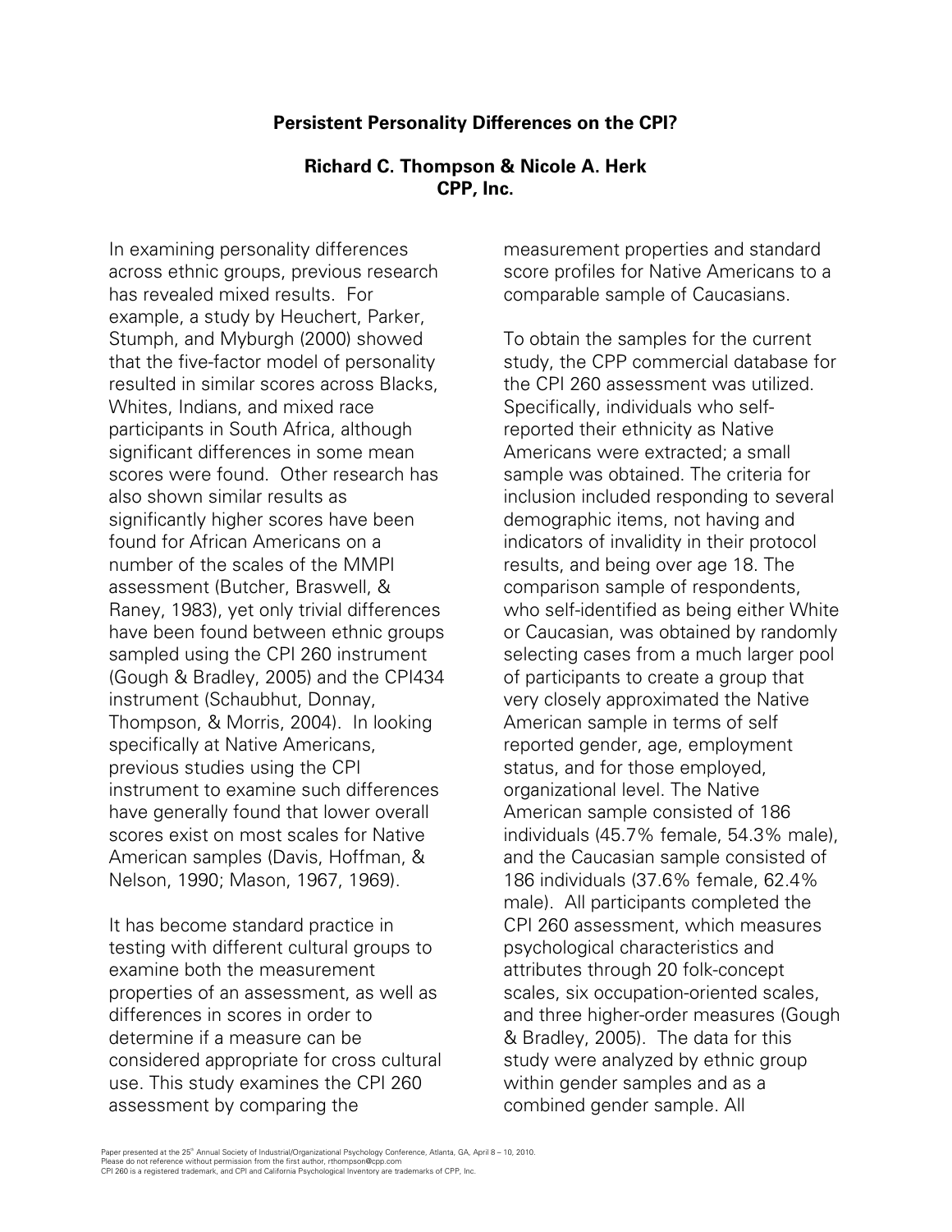**Persistent Personality Differences on the CPI?**

**Richard C. Thompson & Nicole A. Herk**
**CPP, Inc.**

In examining personality differences across ethnic groups, previous research has revealed mixed results. For example, a study by Heuchert, Parker, Stumph, and Myburgh (2000) showed that the five-factor model of personality resulted in similar scores across Blacks, Whites, Indians, and mixed race participants in South Africa, although significant differences in some mean scores were found. Other research has also shown similar results as significantly higher scores have been found for African Americans on a number of the scales of the MMPI assessment (Butcher, Braswell, & Raney, 1983), yet only trivial differences have been found between ethnic groups sampled using the CPI 260 instrument (Gough & Bradley, 2005) and the CPI434 instrument (Schaubhut, Donnay, Thompson, & Morris, 2004). In looking specifically at Native Americans, previous studies using the CPI instrument to examine such differences have generally found that lower overall scores exist on most scales for Native American samples (Davis, Hoffman, & Nelson, 1990; Mason, 1967, 1969).

It has become standard practice in testing with different cultural groups to examine both the measurement properties of an assessment, as well as differences in scores in order to determine if a measure can be considered appropriate for cross cultural use. This study examines the CPI 260 assessment by comparing the measurement properties and standard score profiles for Native Americans to a comparable sample of Caucasians.

To obtain the samples for the current study, the CPP commercial database for the CPI 260 assessment was utilized. Specifically, individuals who self-reported their ethnicity as Native Americans were extracted; a small sample was obtained. The criteria for inclusion included responding to several demographic items, not having and indicators of invalidity in their protocol results, and being over age 18. The comparison sample of respondents, who self-identified as being either White or Caucasian, was obtained by randomly selecting cases from a much larger pool of participants to create a group that very closely approximated the Native American sample in terms of self reported gender, age, employment status, and for those employed, organizational level. The Native American sample consisted of 186 individuals (45.7% female, 54.3% male), and the Caucasian sample consisted of 186 individuals (37.6% female, 62.4% male). All participants completed the CPI 260 assessment, which measures psychological characteristics and attributes through 20 folk-concept scales, six occupation-oriented scales, and three higher-order measures (Gough & Bradley, 2005). The data for this study were analyzed by ethnic group within gender samples and as a combined gender sample. All

Paper presented at the 25th Annual Society of Industrial/Organizational Psychology Conference, Atlanta, GA, April 8 – 10, 2010.
Please do not reference without permission from the first author, rthompson@cpp.com
CPI 260 is a registered trademark, and CPI and California Psychological Inventory are trademarks of CPP, Inc.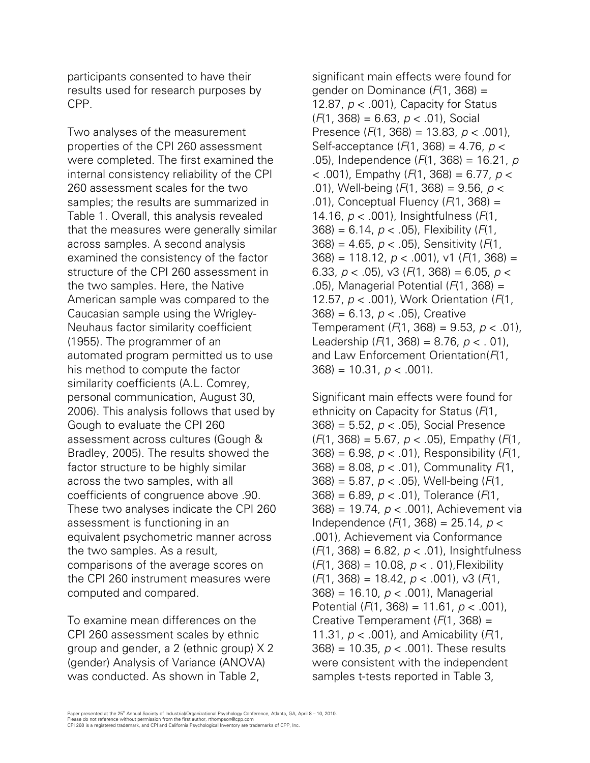participants consented to have their results used for research purposes by CPP.

Two analyses of the measurement properties of the CPI 260 assessment were completed. The first examined the internal consistency reliability of the CPI 260 assessment scales for the two samples; the results are summarized in Table 1. Overall, this analysis revealed that the measures were generally similar across samples. A second analysis examined the consistency of the factor structure of the CPI 260 assessment in the two samples. Here, the Native American sample was compared to the Caucasian sample using the Wrigley-Neuhaus factor similarity coefficient (1955). The programmer of an automated program permitted us to use his method to compute the factor similarity coefficients (A.L. Comrey, personal communication, August 30, 2006). This analysis follows that used by Gough to evaluate the CPI 260 assessment across cultures (Gough & Bradley, 2005). The results showed the factor structure to be highly similar across the two samples, with all coefficients of congruence above .90. These two analyses indicate the CPI 260 assessment is functioning in an equivalent psychometric manner across the two samples. As a result, comparisons of the average scores on the CPI 260 instrument measures were computed and compared.

To examine mean differences on the CPI 260 assessment scales by ethnic group and gender, a 2 (ethnic group) X 2 (gender) Analysis of Variance (ANOVA) was conducted. As shown in Table 2, significant main effects were found for gender on Dominance ($F(1, 368) = 12.87$, $p < .001$), Capacity for Status ($F(1, 368) = 6.63$, $p < .01$), Social Presence ($F(1, 368) = 13.83$, $p < .001$), Self-acceptance ($F(1, 368) = 4.76$, $p < .05$), Independence ($F(1, 368) = 16.21$, $p < .001$), Empathy ($F(1, 368) = 6.77$, $p < .01$), Well-being ($F(1, 368) = 9.56$, $p < .01$), Conceptual Fluency ($F(1, 368) = 14.16$, $p < .001$), Insightfulness ($F(1, 368) = 6.14$, $p < .05$), Flexibility ($F(1, 368) = 4.65$, $p < .05$), Sensitivity ($F(1, 368) = 118.12$, $p < .001$), v1 ($F(1, 368) = 6.33$, $p < .05$), v3 ($F(1, 368) = 6.05$, $p < .05$), Managerial Potential ($F(1, 368) = 12.57$, $p < .001$), Work Orientation ($F(1, 368) = 6.13$, $p < .05$), Creative Temperament ($F(1, 368) = 9.53$, $p < .01$), Leadership ($F(1, 368) = 8.76$, $p < .01$), and Law Enforcement Orientation($F(1, 368) = 10.31$, $p < .001$).

Significant main effects were found for ethnicity on Capacity for Status ($F(1, 368) = 5.52$, $p < .05$), Social Presence ($F(1, 368) = 5.67$, $p < .05$), Empathy ($F(1, 368) = 6.98$, $p < .01$), Responsibility ($F(1, 368) = 8.08$, $p < .01$), Communality $F(1, 368) = 5.87$, $p < .05$), Well-being ($F(1, 368) = 6.89$, $p < .01$), Tolerance ($F(1, 368) = 19.74$, $p < .001$), Achievement via Independence ($F(1, 368) = 25.14$, $p < .001$), Achievement via Conformance ($F(1, 368) = 6.82$, $p < .01$), Insightfulness ($F(1, 368) = 10.08$, $p < .01$),Flexibility ($F(1, 368) = 18.42$, $p < .001$), v3 ($F(1, 368) = 16.10$, $p < .001$), Managerial Potential ($F(1, 368) = 11.61$, $p < .001$), Creative Temperament ($F(1, 368) = 11.31$, $p < .001$), and Amicability ($F(1, 368) = 10.35$, $p < .001$). These results were consistent with the independent samples t-tests reported in Table 3,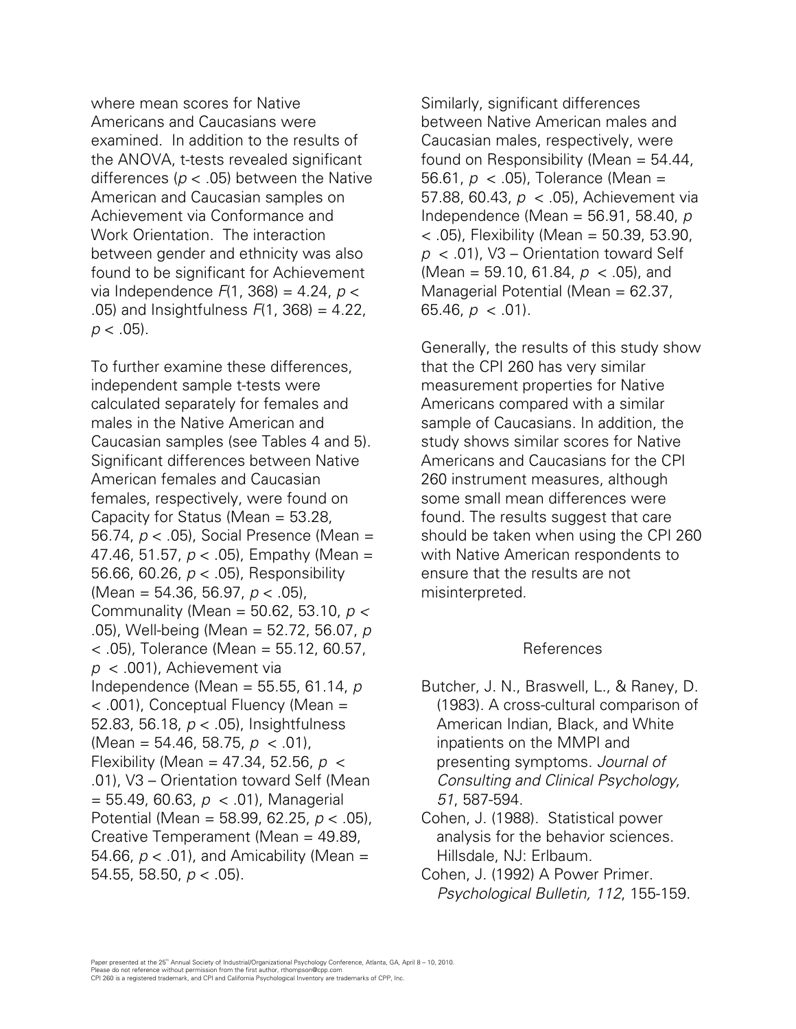where mean scores for Native Americans and Caucasians were examined. In addition to the results of the ANOVA, t-tests revealed significant differences ($p < .05$) between the Native American and Caucasian samples on Achievement via Conformance and Work Orientation. The interaction between gender and ethnicity was also found to be significant for Achievement via Independence $F(1, 368) = 4.24$, $p < .05$) and Insightfulness $F(1, 368) = 4.22$, $p < .05$).

To further examine these differences, independent sample t-tests were calculated separately for females and males in the Native American and Caucasian samples (see Tables 4 and 5). Significant differences between Native American females and Caucasian females, respectively, were found on Capacity for Status (Mean = 53.28, 56.74, $p < .05$), Social Presence (Mean = 47.46, 51.57, $p < .05$), Empathy (Mean = 56.66, 60.26, $p < .05$), Responsibility (Mean = 54.36, 56.97, $p < .05$), Communality (Mean = 50.62, 53.10, $p < .05$), Well-being (Mean = 52.72, 56.07, $p < .05$), Tolerance (Mean = 55.12, 60.57, $p < .001$), Achievement via Independence (Mean = 55.55, 61.14, $p < .001$), Conceptual Fluency (Mean = 52.83, 56.18, $p < .05$), Insightfulness (Mean = 54.46, 58.75, $p < .01$), Flexibility (Mean = 47.34, 52.56, $p < .01$), V3 – Orientation toward Self (Mean = 55.49, 60.63, $p < .01$), Managerial Potential (Mean = 58.99, 62.25, $p < .05$), Creative Temperament (Mean = 49.89, 54.66, $p < .01$), and Amicability (Mean = 54.55, 58.50, $p < .05$).

Similarly, significant differences between Native American males and Caucasian males, respectively, were found on Responsibility (Mean = 54.44, 56.61, $p < .05$), Tolerance (Mean = 57.88, 60.43, $p < .05$), Achievement via Independence (Mean = 56.91, 58.40, $p < .05$), Flexibility (Mean = 50.39, 53.90, $p < .01$), V3 – Orientation toward Self (Mean = 59.10, 61.84, $p < .05$), and Managerial Potential (Mean = 62.37, 65.46, $p < .01$).

Generally, the results of this study show that the CPI 260 has very similar measurement properties for Native Americans compared with a similar sample of Caucasians. In addition, the study shows similar scores for Native Americans and Caucasians for the CPI 260 instrument measures, although some small mean differences were found. The results suggest that care should be taken when using the CPI 260 with Native American respondents to ensure that the results are not misinterpreted.

## References

Butcher, J. N., Braswell, L., & Raney, D. (1983). A cross-cultural comparison of American Indian, Black, and White inpatients on the MMPI and presenting symptoms. *Journal of Consulting and Clinical Psychology, 51*, 587-594.

Cohen, J. (1988). Statistical power analysis for the behavior sciences. Hillsdale, NJ: Erlbaum.

Cohen, J. (1992) A Power Primer. *Psychological Bulletin, 112*, 155-159.

Paper presented at the 25th Annual Society of Industrial/Organizational Psychology Conference, Atlanta, GA, April 8 – 10, 2010.
Please do not reference without permission from the first author, rthompson@cpp.com
CPI 260 is a registered trademark, and CPI and California Psychological Inventory are trademarks of CPP, Inc.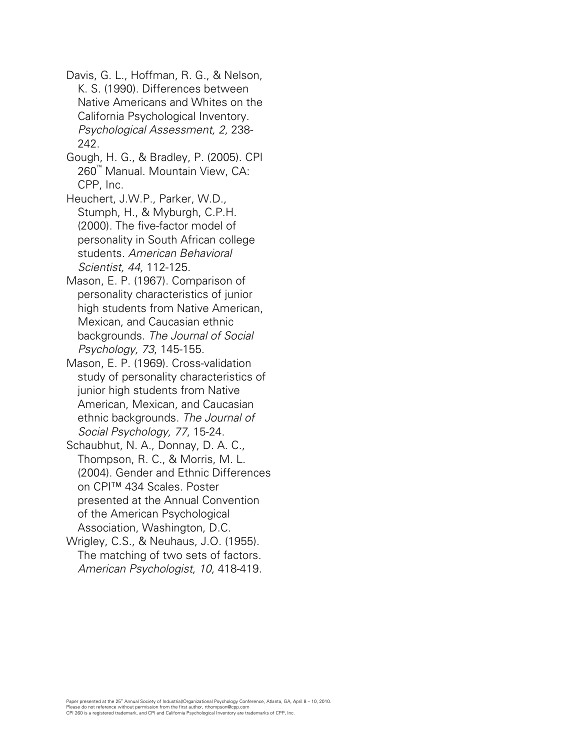Davis, G. L., Hoffman, R. G., & Nelson, K. S. (1990). Differences between Native Americans and Whites on the California Psychological Inventory. *Psychological Assessment, 2,* 238-242.

Gough, H. G., & Bradley, P. (2005). CPI 260™ Manual. Mountain View, CA: CPP, Inc.

Heuchert, J.W.P., Parker, W.D., Stumph, H., & Myburgh, C.P.H. (2000). The five-factor model of personality in South African college students. *American Behavioral Scientist, 44,* 112-125.

Mason, E. P. (1967). Comparison of personality characteristics of junior high students from Native American, Mexican, and Caucasian ethnic backgrounds. *The Journal of Social Psychology, 73*, 145-155.

Mason, E. P. (1969). Cross-validation study of personality characteristics of junior high students from Native American, Mexican, and Caucasian ethnic backgrounds. *The Journal of Social Psychology, 77*, 15-24.

Schaubhut, N. A., Donnay, D. A. C., Thompson, R. C., & Morris, M. L. (2004). Gender and Ethnic Differences on CPI™ 434 Scales. Poster presented at the Annual Convention of the American Psychological Association, Washington, D.C.

Wrigley, C.S., & Neuhaus, J.O. (1955). The matching of two sets of factors. *American Psychologist, 10,* 418-419.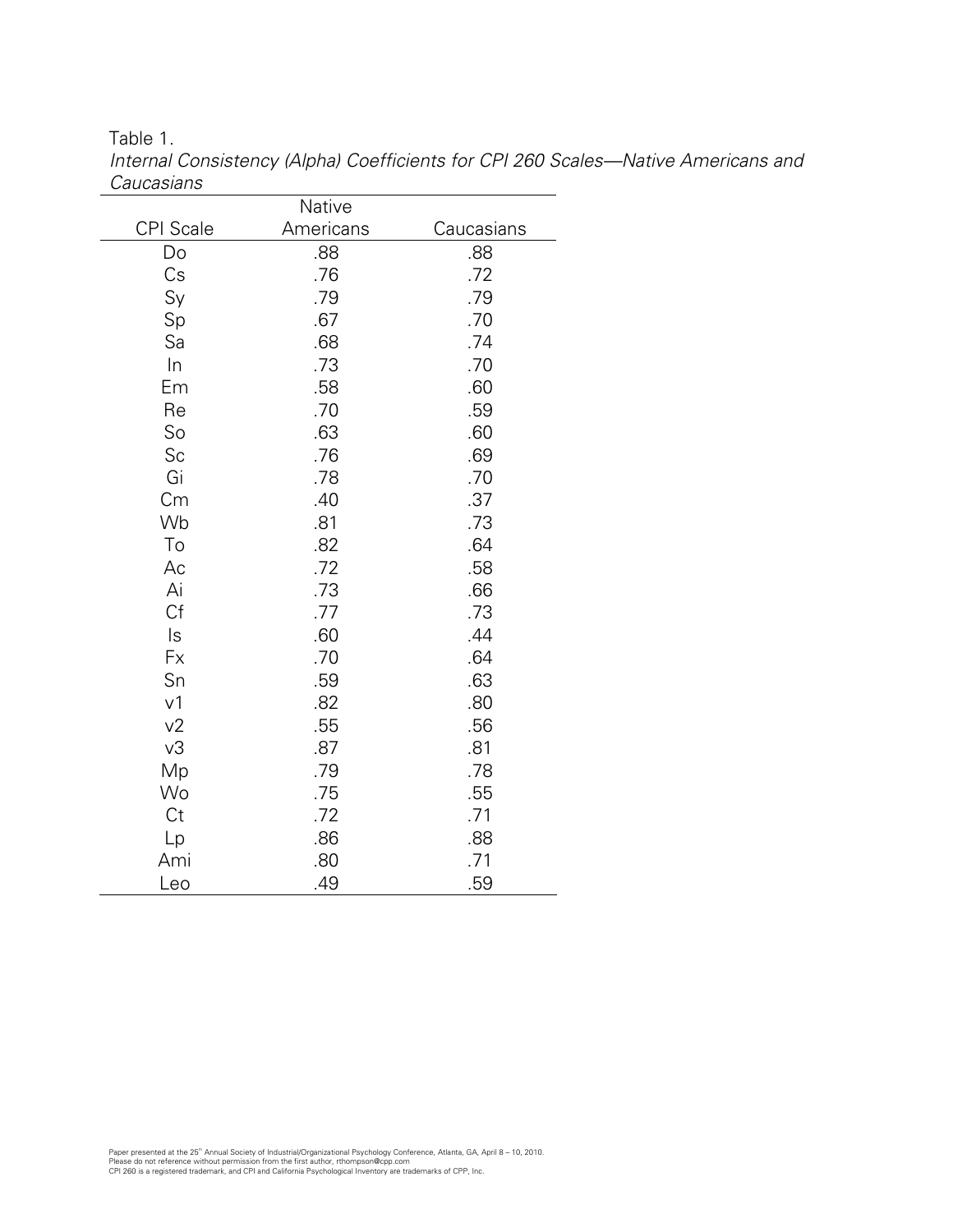Table 1.

*Internal Consistency (Alpha) Coefficients for CPI 260 Scales—Native Americans and Caucasians*

| CPI Scale | Native Americans | Caucasians |
|---|---|---|
| Do | .88 | .88 |
| Cs | .76 | .72 |
| Sy | .79 | .79 |
| Sp | .67 | .70 |
| Sa | .68 | .74 |
| In | .73 | .70 |
| Em | .58 | .60 |
| Re | .70 | .59 |
| So | .63 | .60 |
| Sc | .76 | .69 |
| Gi | .78 | .70 |
| Cm | .40 | .37 |
| Wb | .81 | .73 |
| To | .82 | .64 |
| Ac | .72 | .58 |
| Ai | .73 | .66 |
| Cf | .77 | .73 |
| Is | .60 | .44 |
| Fx | .70 | .64 |
| Sn | .59 | .63 |
| v1 | .82 | .80 |
| v2 | .55 | .56 |
| v3 | .87 | .81 |
| Mp | .79 | .78 |
| Wo | .75 | .55 |
| Ct | .72 | .71 |
| Lp | .86 | .88 |
| Ami | .80 | .71 |
| Leo | .49 | .59 |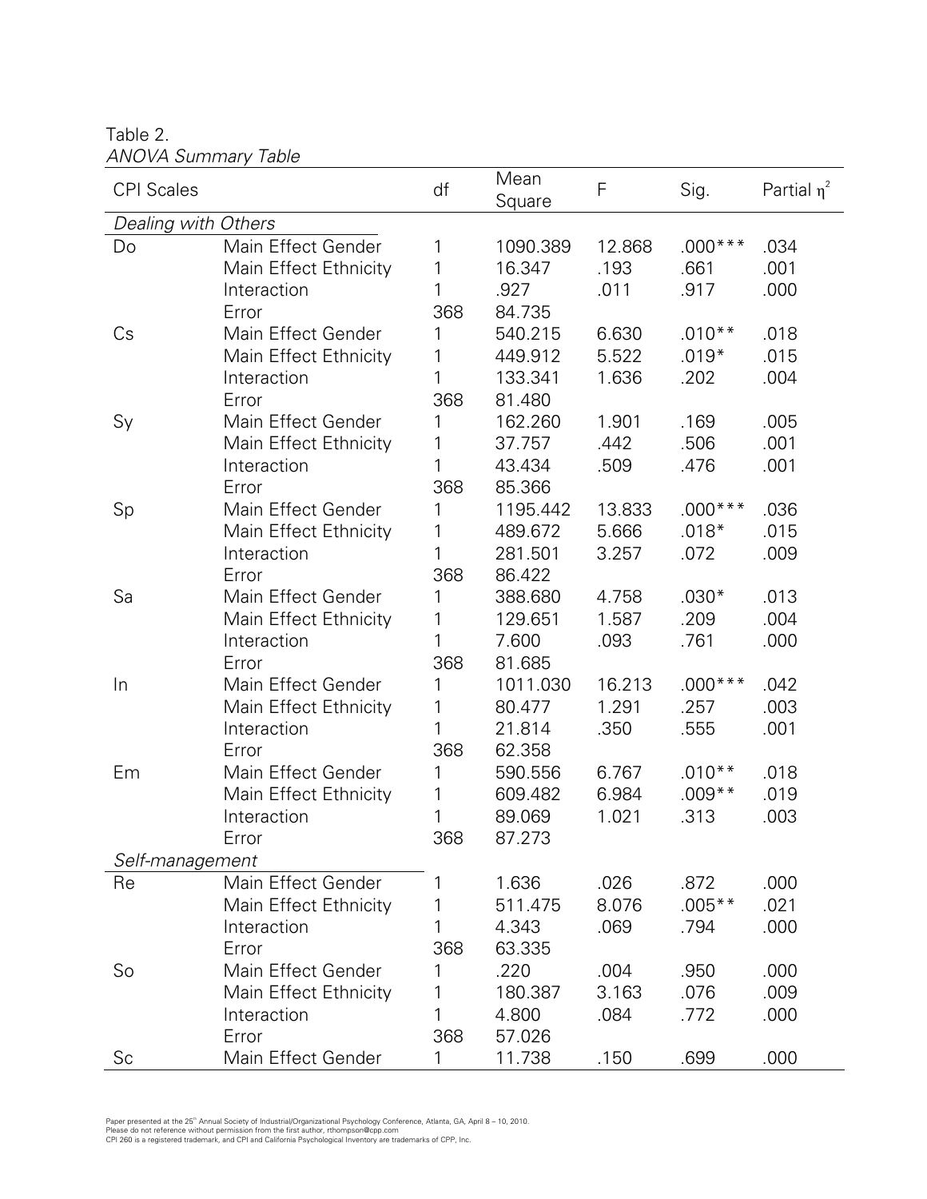Table 2.
*ANOVA Summary Table*

| CPI Scales | | df | Mean Square | F | Sig. | Partial $\eta^2$ |
|---|---|---|---|---|---|---|
| *Dealing with Others* | | | | | | |
| Do | Main Effect Gender | 1 | 1090.389 | 12.868 | .000*** | .034 |
| | Main Effect Ethnicity | 1 | 16.347 | .193 | .661 | .001 |
| | Interaction | 1 | .927 | .011 | .917 | .000 |
| | Error | 368 | 84.735 | | | |
| Cs | Main Effect Gender | 1 | 540.215 | 6.630 | .010** | .018 |
| | Main Effect Ethnicity | 1 | 449.912 | 5.522 | .019* | .015 |
| | Interaction | 1 | 133.341 | 1.636 | .202 | .004 |
| | Error | 368 | 81.480 | | | |
| Sy | Main Effect Gender | 1 | 162.260 | 1.901 | .169 | .005 |
| | Main Effect Ethnicity | 1 | 37.757 | .442 | .506 | .001 |
| | Interaction | 1 | 43.434 | .509 | .476 | .001 |
| | Error | 368 | 85.366 | | | |
| Sp | Main Effect Gender | 1 | 1195.442 | 13.833 | .000*** | .036 |
| | Main Effect Ethnicity | 1 | 489.672 | 5.666 | .018* | .015 |
| | Interaction | 1 | 281.501 | 3.257 | .072 | .009 |
| | Error | 368 | 86.422 | | | |
| Sa | Main Effect Gender | 1 | 388.680 | 4.758 | .030* | .013 |
| | Main Effect Ethnicity | 1 | 129.651 | 1.587 | .209 | .004 |
| | Interaction | 1 | 7.600 | .093 | .761 | .000 |
| | Error | 368 | 81.685 | | | |
| In | Main Effect Gender | 1 | 1011.030 | 16.213 | .000*** | .042 |
| | Main Effect Ethnicity | 1 | 80.477 | 1.291 | .257 | .003 |
| | Interaction | 1 | 21.814 | .350 | .555 | .001 |
| | Error | 368 | 62.358 | | | |
| Em | Main Effect Gender | 1 | 590.556 | 6.767 | .010** | .018 |
| | Main Effect Ethnicity | 1 | 609.482 | 6.984 | .009** | .019 |
| | Interaction | 1 | 89.069 | 1.021 | .313 | .003 |
| | Error | 368 | 87.273 | | | |
| *Self-management* | | | | | | |
| Re | Main Effect Gender | 1 | 1.636 | .026 | .872 | .000 |
| | Main Effect Ethnicity | 1 | 511.475 | 8.076 | .005** | .021 |
| | Interaction | 1 | 4.343 | .069 | .794 | .000 |
| | Error | 368 | 63.335 | | | |
| So | Main Effect Gender | 1 | .220 | .004 | .950 | .000 |
| | Main Effect Ethnicity | 1 | 180.387 | 3.163 | .076 | .009 |
| | Interaction | 1 | 4.800 | .084 | .772 | .000 |
| | Error | 368 | 57.026 | | | |
| Sc | Main Effect Gender | 1 | 11.738 | .150 | .699 | .000 |

Paper presented at the 25th Annual Society of Industrial/Organizational Psychology Conference, Atlanta, GA, April 8 – 10, 2010.
Please do not reference without permission from the first author, rthompson@cpp.com
CPI 260 is a registered trademark, and CPI and California Psychological Inventory are trademarks of CPP, Inc.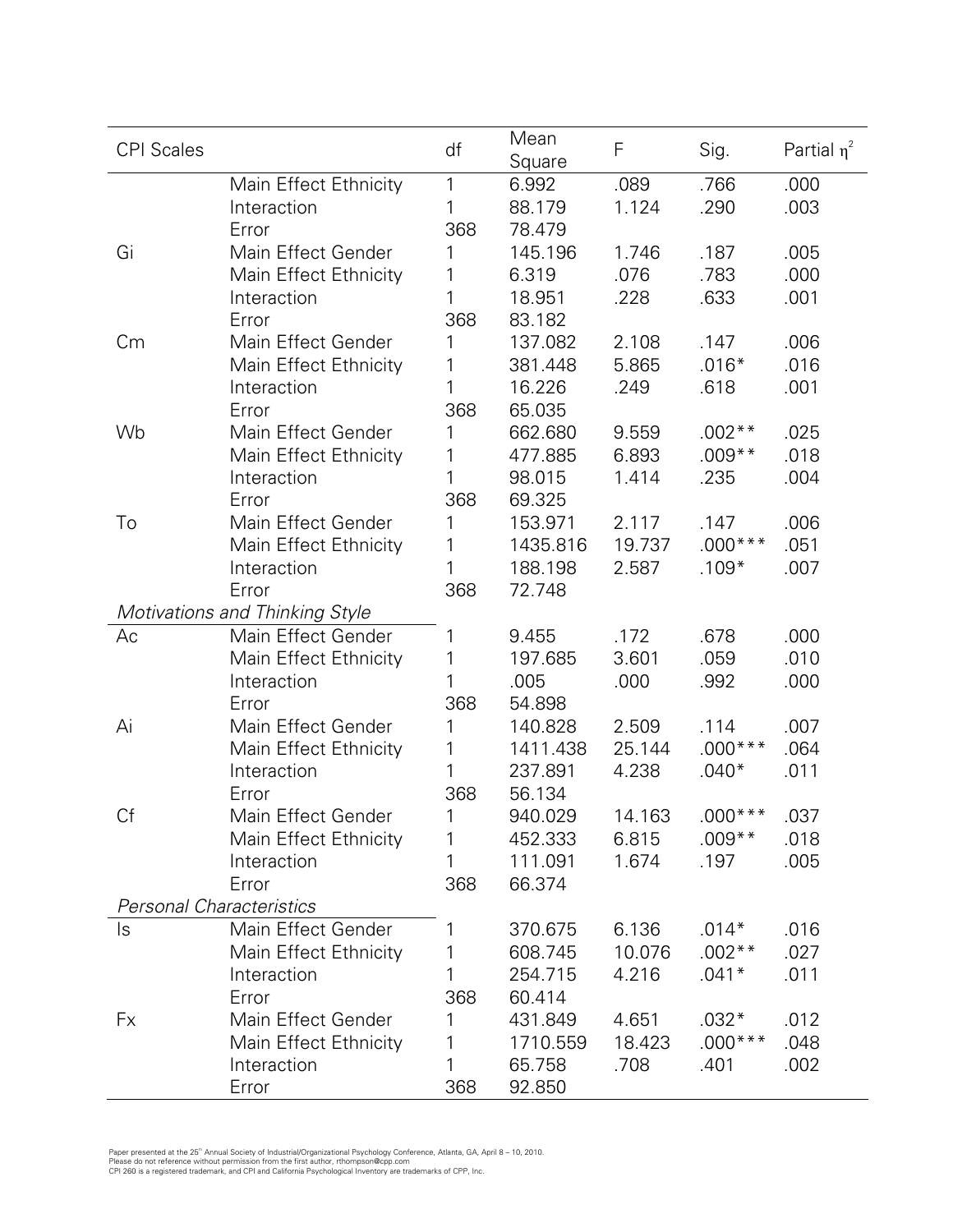| CPI Scales | | df | Mean Square | F | Sig. | Partial $\eta^2$ |
|---|---|---|---|---|---|---|
| | Main Effect Ethnicity | 1 | 6.992 | .089 | .766 | .000 |
| | Interaction | 1 | 88.179 | 1.124 | .290 | .003 |
| | Error | 368 | 78.479 | | | |
| Gi | Main Effect Gender | 1 | 145.196 | 1.746 | .187 | .005 |
| | Main Effect Ethnicity | 1 | 6.319 | .076 | .783 | .000 |
| | Interaction | 1 | 18.951 | .228 | .633 | .001 |
| | Error | 368 | 83.182 | | | |
| Cm | Main Effect Gender | 1 | 137.082 | 2.108 | .147 | .006 |
| | Main Effect Ethnicity | 1 | 381.448 | 5.865 | .016* | .016 |
| | Interaction | 1 | 16.226 | .249 | .618 | .001 |
| | Error | 368 | 65.035 | | | |
| Wb | Main Effect Gender | 1 | 662.680 | 9.559 | .002** | .025 |
| | Main Effect Ethnicity | 1 | 477.885 | 6.893 | .009** | .018 |
| | Interaction | 1 | 98.015 | 1.414 | .235 | .004 |
| | Error | 368 | 69.325 | | | |
| To | Main Effect Gender | 1 | 153.971 | 2.117 | .147 | .006 |
| | Main Effect Ethnicity | 1 | 1435.816 | 19.737 | .000*** | .051 |
| | Interaction | 1 | 188.198 | 2.587 | .109* | .007 |
| | Error | 368 | 72.748 | | | |
| *Motivations and Thinking Style* | | | | | | |
| Ac | Main Effect Gender | 1 | 9.455 | .172 | .678 | .000 |
| | Main Effect Ethnicity | 1 | 197.685 | 3.601 | .059 | .010 |
| | Interaction | 1 | .005 | .000 | .992 | .000 |
| | Error | 368 | 54.898 | | | |
| Ai | Main Effect Gender | 1 | 140.828 | 2.509 | .114 | .007 |
| | Main Effect Ethnicity | 1 | 1411.438 | 25.144 | .000*** | .064 |
| | Interaction | 1 | 237.891 | 4.238 | .040* | .011 |
| | Error | 368 | 56.134 | | | |
| Cf | Main Effect Gender | 1 | 940.029 | 14.163 | .000*** | .037 |
| | Main Effect Ethnicity | 1 | 452.333 | 6.815 | .009** | .018 |
| | Interaction | 1 | 111.091 | 1.674 | .197 | .005 |
| | Error | 368 | 66.374 | | | |
| *Personal Characteristics* | | | | | | |
| Is | Main Effect Gender | 1 | 370.675 | 6.136 | .014* | .016 |
| | Main Effect Ethnicity | 1 | 608.745 | 10.076 | .002** | .027 |
| | Interaction | 1 | 254.715 | 4.216 | .041* | .011 |
| | Error | 368 | 60.414 | | | |
| Fx | Main Effect Gender | 1 | 431.849 | 4.651 | .032* | .012 |
| | Main Effect Ethnicity | 1 | 1710.559 | 18.423 | .000*** | .048 |
| | Interaction | 1 | 65.758 | .708 | .401 | .002 |
| | Error | 368 | 92.850 | | | |

Paper presented at the 25th Annual Society of Industrial/Organizational Psychology Conference, Atlanta, GA, April 8 – 10, 2010.
Please do not reference without permission from the first author, rthompson@cpp.com
CPI 260 is a registered trademark, and CPI and California Psychological Inventory are trademarks of CPP, Inc.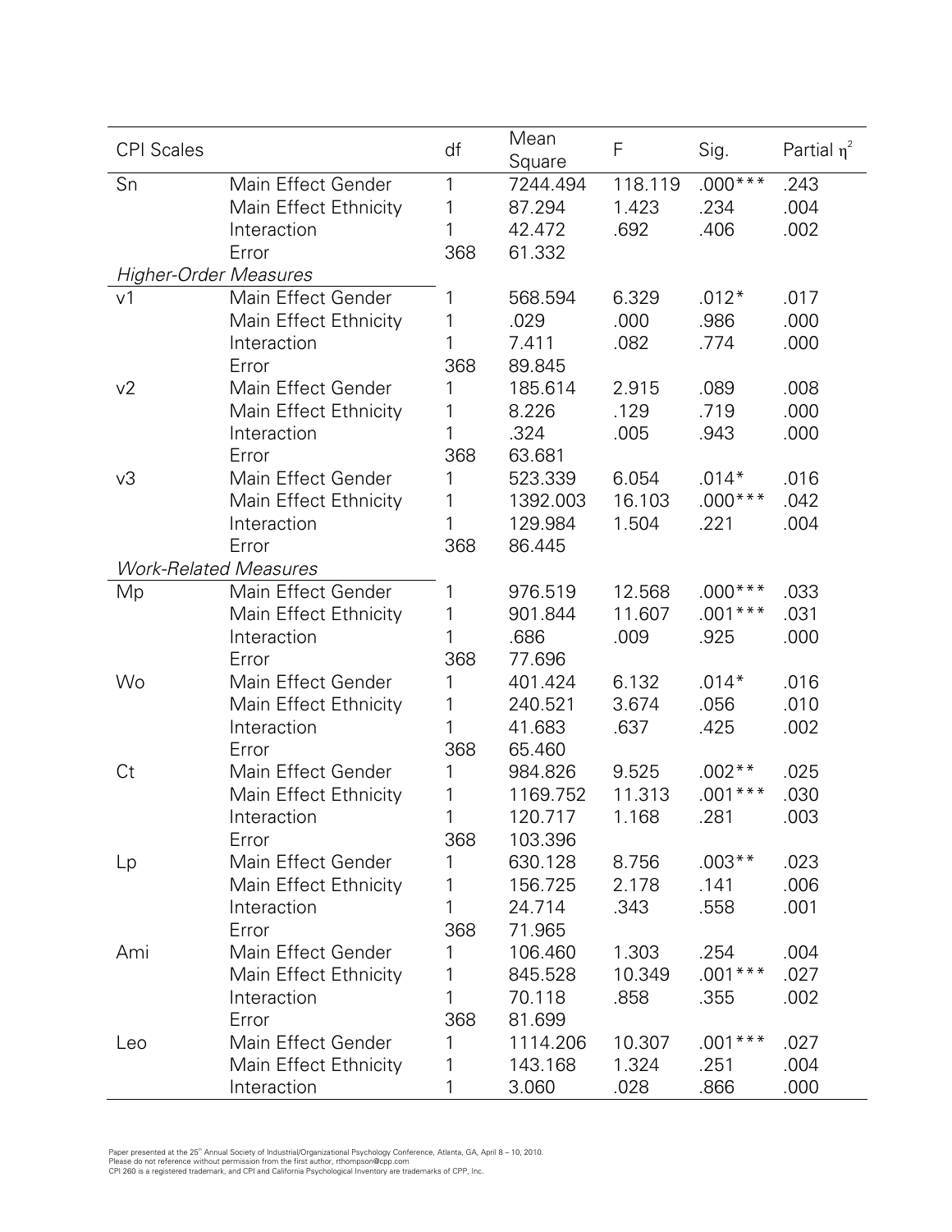| CPI Scales | | df | Mean Square | F | Sig. | Partial $\eta^2$ |
|---|---|---|---|---|---|---|
| Sn | Main Effect Gender | 1 | 7244.494 | 118.119 | .000*** | .243 |
| | Main Effect Ethnicity | 1 | 87.294 | 1.423 | .234 | .004 |
| | Interaction | 1 | 42.472 | .692 | .406 | .002 |
| | Error | 368 | 61.332 | | | |
| *Higher-Order Measures* | | | | | | |
| v1 | Main Effect Gender | 1 | 568.594 | 6.329 | .012* | .017 |
| | Main Effect Ethnicity | 1 | .029 | .000 | .986 | .000 |
| | Interaction | 1 | 7.411 | .082 | .774 | .000 |
| | Error | 368 | 89.845 | | | |
| v2 | Main Effect Gender | 1 | 185.614 | 2.915 | .089 | .008 |
| | Main Effect Ethnicity | 1 | 8.226 | .129 | .719 | .000 |
| | Interaction | 1 | .324 | .005 | .943 | .000 |
| | Error | 368 | 63.681 | | | |
| v3 | Main Effect Gender | 1 | 523.339 | 6.054 | .014* | .016 |
| | Main Effect Ethnicity | 1 | 1392.003 | 16.103 | .000*** | .042 |
| | Interaction | 1 | 129.984 | 1.504 | .221 | .004 |
| | Error | 368 | 86.445 | | | |
| *Work-Related Measures* | | | | | | |
| Mp | Main Effect Gender | 1 | 976.519 | 12.568 | .000*** | .033 |
| | Main Effect Ethnicity | 1 | 901.844 | 11.607 | .001*** | .031 |
| | Interaction | 1 | .686 | .009 | .925 | .000 |
| | Error | 368 | 77.696 | | | |
| Wo | Main Effect Gender | 1 | 401.424 | 6.132 | .014* | .016 |
| | Main Effect Ethnicity | 1 | 240.521 | 3.674 | .056 | .010 |
| | Interaction | 1 | 41.683 | .637 | .425 | .002 |
| | Error | 368 | 65.460 | | | |
| Ct | Main Effect Gender | 1 | 984.826 | 9.525 | .002** | .025 |
| | Main Effect Ethnicity | 1 | 1169.752 | 11.313 | .001*** | .030 |
| | Interaction | 1 | 120.717 | 1.168 | .281 | .003 |
| | Error | 368 | 103.396 | | | |
| Lp | Main Effect Gender | 1 | 630.128 | 8.756 | .003** | .023 |
| | Main Effect Ethnicity | 1 | 156.725 | 2.178 | .141 | .006 |
| | Interaction | 1 | 24.714 | .343 | .558 | .001 |
| | Error | 368 | 71.965 | | | |
| Ami | Main Effect Gender | 1 | 106.460 | 1.303 | .254 | .004 |
| | Main Effect Ethnicity | 1 | 845.528 | 10.349 | .001*** | .027 |
| | Interaction | 1 | 70.118 | .858 | .355 | .002 |
| | Error | 368 | 81.699 | | | |
| Leo | Main Effect Gender | 1 | 1114.206 | 10.307 | .001*** | .027 |
| | Main Effect Ethnicity | 1 | 143.168 | 1.324 | .251 | .004 |
| | Interaction | 1 | 3.060 | .028 | .866 | .000 |

Paper presented at the 25th Annual Society of Industrial/Organizational Psychology Conference, Atlanta, GA, April 8 – 10, 2010.
Please do not reference without permission from the first author, rthompson@cpp.com
CPI 260 is a registered trademark, and CPI and California Psychological Inventory are trademarks of CPP, Inc.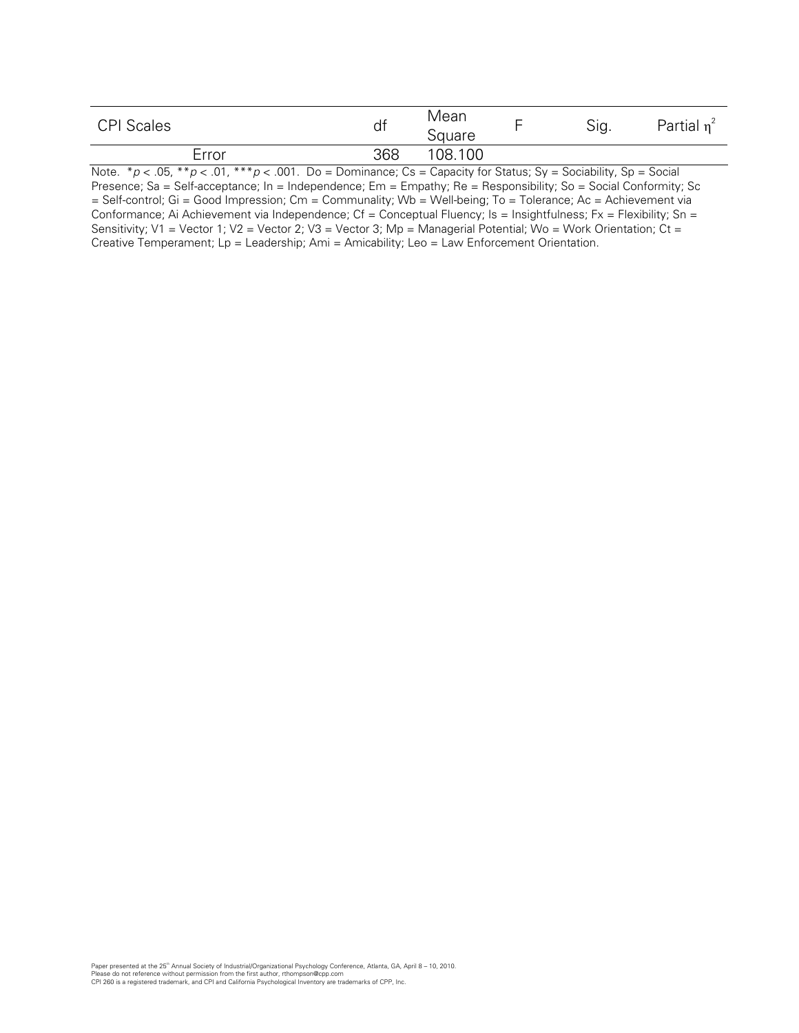| CPI Scales | df | Mean Square | F | Sig. | Partial $\eta^2$ |
|---|---|---|---|---|---|
| Error | 368 | 108.100 | | | |

Note. * $p < .05$, ** $p < .01$, *** $p < .001$. Do = Dominance; Cs = Capacity for Status; Sy = Sociability, Sp = Social Presence; Sa = Self-acceptance; In = Independence; Em = Empathy; Re = Responsibility; So = Social Conformity; Sc = Self-control; Gi = Good Impression; Cm = Communality; Wb = Well-being; To = Tolerance; Ac = Achievement via Conformance; Ai Achievement via Independence; Cf = Conceptual Fluency; Is = Insightfulness; Fx = Flexibility; Sn = Sensitivity; V1 = Vector 1; V2 = Vector 2; V3 = Vector 3; Mp = Managerial Potential; Wo = Work Orientation; Ct = Creative Temperament; Lp = Leadership; Ami = Amicability; Leo = Law Enforcement Orientation.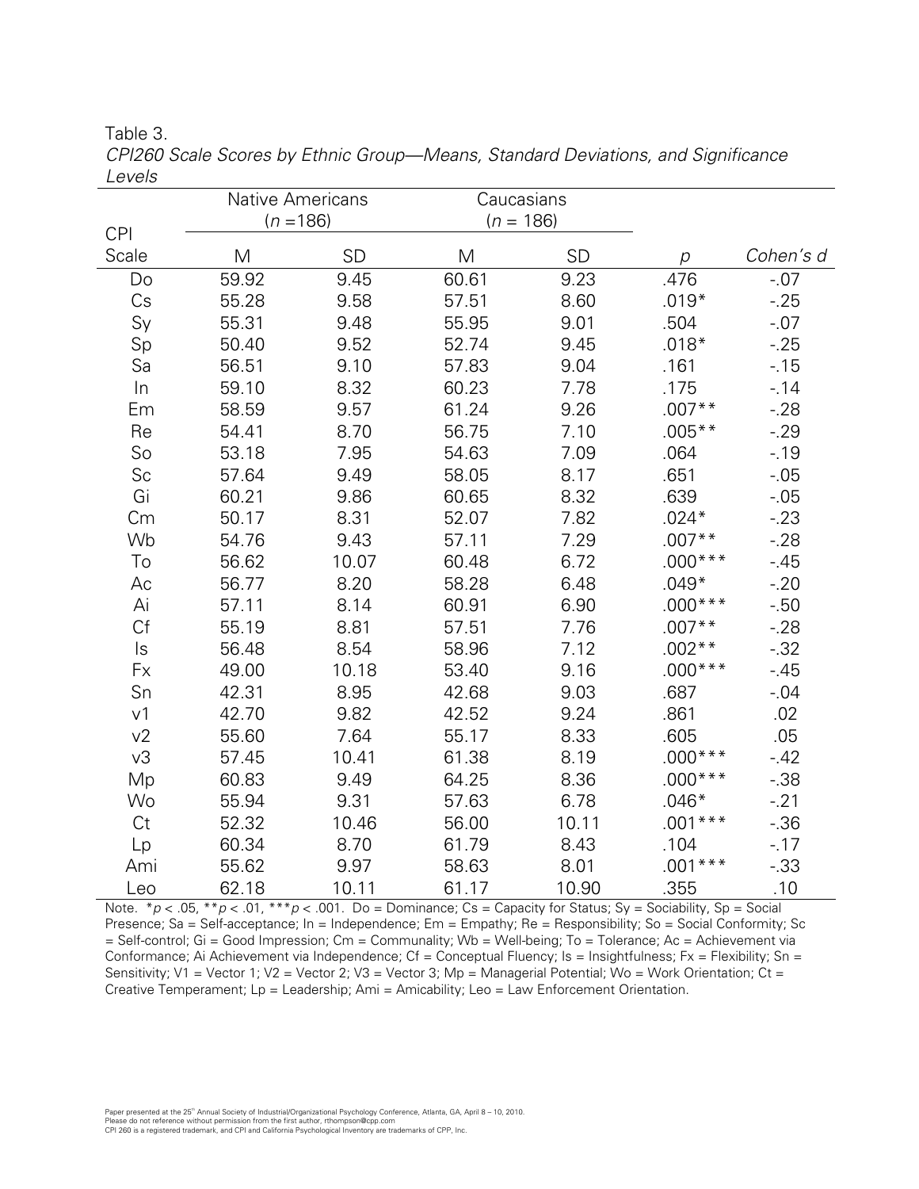Table 3.

*CPI260 Scale Scores by Ethnic Group—Means, Standard Deviations, and Significance Levels*

| CPI Scale | Native Americans ($n$ =186) | | Caucasians ($n$ = 186) | | | |
|---|---|---|---|---|---|---|
| | M | SD | M | SD | $p$ | *Cohen's d* |
| Do | 59.92 | 9.45 | 60.61 | 9.23 | .476 | -.07 |
| Cs | 55.28 | 9.58 | 57.51 | 8.60 | .019* | -.25 |
| Sy | 55.31 | 9.48 | 55.95 | 9.01 | .504 | -.07 |
| Sp | 50.40 | 9.52 | 52.74 | 9.45 | .018* | -.25 |
| Sa | 56.51 | 9.10 | 57.83 | 9.04 | .161 | -.15 |
| In | 59.10 | 8.32 | 60.23 | 7.78 | .175 | -.14 |
| Em | 58.59 | 9.57 | 61.24 | 9.26 | .007** | -.28 |
| Re | 54.41 | 8.70 | 56.75 | 7.10 | .005** | -.29 |
| So | 53.18 | 7.95 | 54.63 | 7.09 | .064 | -.19 |
| Sc | 57.64 | 9.49 | 58.05 | 8.17 | .651 | -.05 |
| Gi | 60.21 | 9.86 | 60.65 | 8.32 | .639 | -.05 |
| Cm | 50.17 | 8.31 | 52.07 | 7.82 | .024* | -.23 |
| Wb | 54.76 | 9.43 | 57.11 | 7.29 | .007** | -.28 |
| To | 56.62 | 10.07 | 60.48 | 6.72 | .000*** | -.45 |
| Ac | 56.77 | 8.20 | 58.28 | 6.48 | .049* | -.20 |
| Ai | 57.11 | 8.14 | 60.91 | 6.90 | .000*** | -.50 |
| Cf | 55.19 | 8.81 | 57.51 | 7.76 | .007** | -.28 |
| Is | 56.48 | 8.54 | 58.96 | 7.12 | .002** | -.32 |
| Fx | 49.00 | 10.18 | 53.40 | 9.16 | .000*** | -.45 |
| Sn | 42.31 | 8.95 | 42.68 | 9.03 | .687 | -.04 |
| v1 | 42.70 | 9.82 | 42.52 | 9.24 | .861 | .02 |
| v2 | 55.60 | 7.64 | 55.17 | 8.33 | .605 | .05 |
| v3 | 57.45 | 10.41 | 61.38 | 8.19 | .000*** | -.42 |
| Mp | 60.83 | 9.49 | 64.25 | 8.36 | .000*** | -.38 |
| Wo | 55.94 | 9.31 | 57.63 | 6.78 | .046* | -.21 |
| Ct | 52.32 | 10.46 | 56.00 | 10.11 | .001*** | -.36 |
| Lp | 60.34 | 8.70 | 61.79 | 8.43 | .104 | -.17 |
| Ami | 55.62 | 9.97 | 58.63 | 8.01 | .001*** | -.33 |
| Leo | 62.18 | 10.11 | 61.17 | 10.90 | .355 | .10 |

Note. *$p < .05$, **$p < .01$, ***$p < .001$. Do = Dominance; Cs = Capacity for Status; Sy = Sociability, Sp = Social Presence; Sa = Self-acceptance; In = Independence; Em = Empathy; Re = Responsibility; So = Social Conformity; Sc = Self-control; Gi = Good Impression; Cm = Communality; Wb = Well-being; To = Tolerance; Ac = Achievement via Conformance; Ai Achievement via Independence; Cf = Conceptual Fluency; Is = Insightfulness; Fx = Flexibility; Sn = Sensitivity; V1 = Vector 1; V2 = Vector 2; V3 = Vector 3; Mp = Managerial Potential; Wo = Work Orientation; Ct = Creative Temperament; Lp = Leadership; Ami = Amicability; Leo = Law Enforcement Orientation.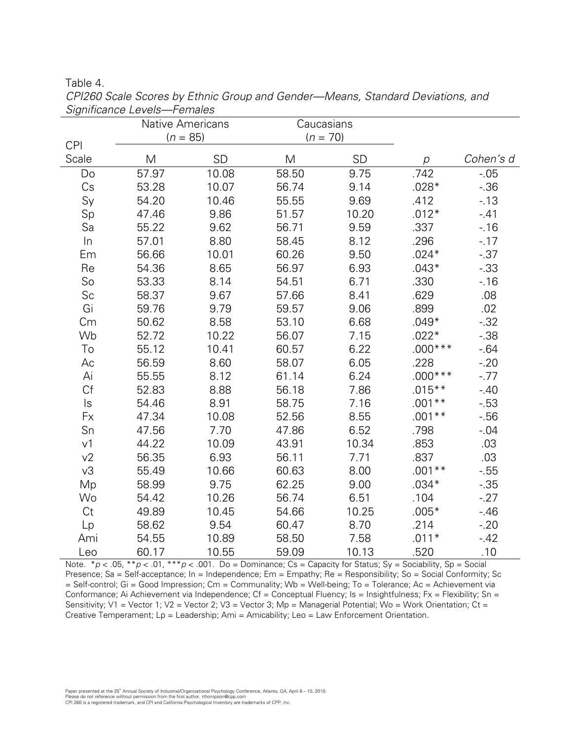Table 4.

*CPI260 Scale Scores by Ethnic Group and Gender—Means, Standard Deviations, and Significance Levels—Females*

| CPI Scale | Native Americans ($n$ = 85) | | Caucasians ($n$ = 70) | | | |
|---|---|---|---|---|---|---|
| | M | SD | M | SD | *p* | *Cohen's d* |
| Do | 57.97 | 10.08 | 58.50 | 9.75 | .742 | -.05 |
| Cs | 53.28 | 10.07 | 56.74 | 9.14 | .028* | -.36 |
| Sy | 54.20 | 10.46 | 55.55 | 9.69 | .412 | -.13 |
| Sp | 47.46 | 9.86 | 51.57 | 10.20 | .012* | -.41 |
| Sa | 55.22 | 9.62 | 56.71 | 9.59 | .337 | -.16 |
| In | 57.01 | 8.80 | 58.45 | 8.12 | .296 | -.17 |
| Em | 56.66 | 10.01 | 60.26 | 9.50 | .024* | -.37 |
| Re | 54.36 | 8.65 | 56.97 | 6.93 | .043* | -.33 |
| So | 53.33 | 8.14 | 54.51 | 6.71 | .330 | -.16 |
| Sc | 58.37 | 9.67 | 57.66 | 8.41 | .629 | .08 |
| Gi | 59.76 | 9.79 | 59.57 | 9.06 | .899 | .02 |
| Cm | 50.62 | 8.58 | 53.10 | 6.68 | .049* | -.32 |
| Wb | 52.72 | 10.22 | 56.07 | 7.15 | .022* | -.38 |
| To | 55.12 | 10.41 | 60.57 | 6.22 | .000*** | -.64 |
| Ac | 56.59 | 8.60 | 58.07 | 6.05 | .228 | -.20 |
| Ai | 55.55 | 8.12 | 61.14 | 6.24 | .000*** | -.77 |
| Cf | 52.83 | 8.88 | 56.18 | 7.86 | .015** | -.40 |
| Is | 54.46 | 8.91 | 58.75 | 7.16 | .001** | -.53 |
| Fx | 47.34 | 10.08 | 52.56 | 8.55 | .001** | -.56 |
| Sn | 47.56 | 7.70 | 47.86 | 6.52 | .798 | -.04 |
| v1 | 44.22 | 10.09 | 43.91 | 10.34 | .853 | .03 |
| v2 | 56.35 | 6.93 | 56.11 | 7.71 | .837 | .03 |
| v3 | 55.49 | 10.66 | 60.63 | 8.00 | .001** | -.55 |
| Mp | 58.99 | 9.75 | 62.25 | 9.00 | .034* | -.35 |
| Wo | 54.42 | 10.26 | 56.74 | 6.51 | .104 | -.27 |
| Ct | 49.89 | 10.45 | 54.66 | 10.25 | .005* | -.46 |
| Lp | 58.62 | 9.54 | 60.47 | 8.70 | .214 | -.20 |
| Ami | 54.55 | 10.89 | 58.50 | 7.58 | .011* | -.42 |
| Leo | 60.17 | 10.55 | 59.09 | 10.13 | .520 | .10 |

Note. \*$p < .05$, \*\*$p < .01$, \*\*\*$p < .001$. Do = Dominance; Cs = Capacity for Status; Sy = Sociability, Sp = Social Presence; Sa = Self-acceptance; In = Independence; Em = Empathy; Re = Responsibility; So = Social Conformity; Sc = Self-control; Gi = Good Impression; Cm = Communality; Wb = Well-being; To = Tolerance; Ac = Achievement via Conformance; Ai Achievement via Independence; Cf = Conceptual Fluency; Is = Insightfulness; Fx = Flexibility; Sn = Sensitivity; V1 = Vector 1; V2 = Vector 2; V3 = Vector 3; Mp = Managerial Potential; Wo = Work Orientation; Ct = Creative Temperament; Lp = Leadership; Ami = Amicability; Leo = Law Enforcement Orientation.

Paper presented at the 25th Annual Society of Industrial/Organizational Psychology Conference, Atlanta, GA, April 8 – 10, 2010.
Please do not reference without permission from the first author, rthompson@cpp.com
CPI 260 is a registered trademark, and CPI and California Psychological Inventory are trademarks of CPP, Inc.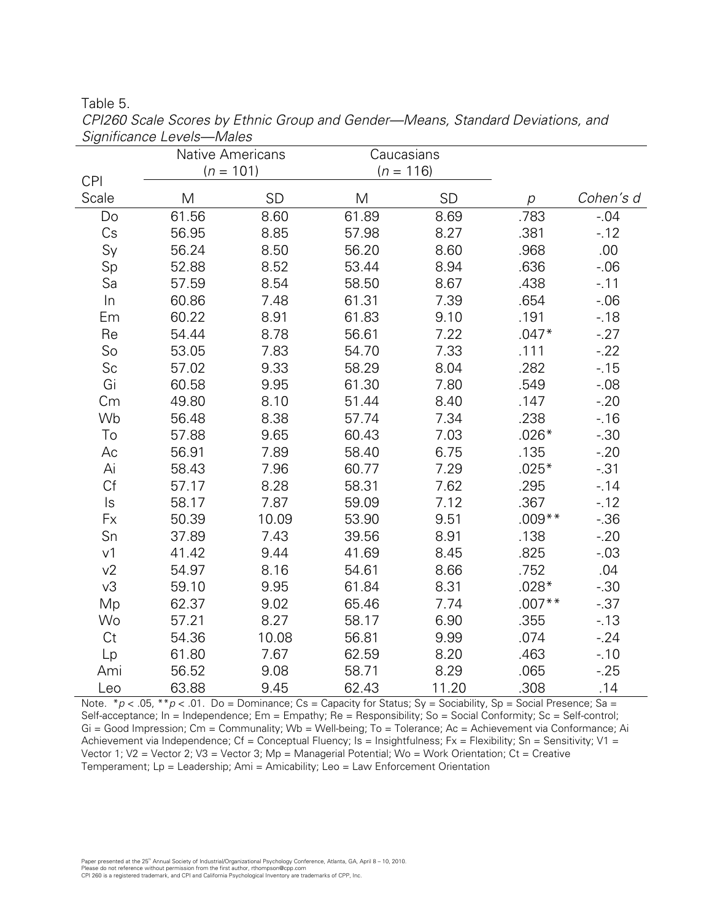Table 5.

*CPI260 Scale Scores by Ethnic Group and Gender—Means, Standard Deviations, and Significance Levels—Males*

| CPI Scale | Native Americans ($n$ = 101) | | Caucasians ($n$ = 116) | | | |
|---|---|---|---|---|---|---|
| | M | SD | M | SD | $p$ | *Cohen's d* |
| Do | 61.56 | 8.60 | 61.89 | 8.69 | .783 | -.04 |
| Cs | 56.95 | 8.85 | 57.98 | 8.27 | .381 | -.12 |
| Sy | 56.24 | 8.50 | 56.20 | 8.60 | .968 | .00 |
| Sp | 52.88 | 8.52 | 53.44 | 8.94 | .636 | -.06 |
| Sa | 57.59 | 8.54 | 58.50 | 8.67 | .438 | -.11 |
| In | 60.86 | 7.48 | 61.31 | 7.39 | .654 | -.06 |
| Em | 60.22 | 8.91 | 61.83 | 9.10 | .191 | -.18 |
| Re | 54.44 | 8.78 | 56.61 | 7.22 | .047* | -.27 |
| So | 53.05 | 7.83 | 54.70 | 7.33 | .111 | -.22 |
| Sc | 57.02 | 9.33 | 58.29 | 8.04 | .282 | -.15 |
| Gi | 60.58 | 9.95 | 61.30 | 7.80 | .549 | -.08 |
| Cm | 49.80 | 8.10 | 51.44 | 8.40 | .147 | -.20 |
| Wb | 56.48 | 8.38 | 57.74 | 7.34 | .238 | -.16 |
| To | 57.88 | 9.65 | 60.43 | 7.03 | .026* | -.30 |
| Ac | 56.91 | 7.89 | 58.40 | 6.75 | .135 | -.20 |
| Ai | 58.43 | 7.96 | 60.77 | 7.29 | .025* | -.31 |
| Cf | 57.17 | 8.28 | 58.31 | 7.62 | .295 | -.14 |
| Is | 58.17 | 7.87 | 59.09 | 7.12 | .367 | -.12 |
| Fx | 50.39 | 10.09 | 53.90 | 9.51 | .009** | -.36 |
| Sn | 37.89 | 7.43 | 39.56 | 8.91 | .138 | -.20 |
| v1 | 41.42 | 9.44 | 41.69 | 8.45 | .825 | -.03 |
| v2 | 54.97 | 8.16 | 54.61 | 8.66 | .752 | .04 |
| v3 | 59.10 | 9.95 | 61.84 | 8.31 | .028* | -.30 |
| Mp | 62.37 | 9.02 | 65.46 | 7.74 | .007** | -.37 |
| Wo | 57.21 | 8.27 | 58.17 | 6.90 | .355 | -.13 |
| Ct | 54.36 | 10.08 | 56.81 | 9.99 | .074 | -.24 |
| Lp | 61.80 | 7.67 | 62.59 | 8.20 | .463 | -.10 |
| Ami | 56.52 | 9.08 | 58.71 | 8.29 | .065 | -.25 |
| Leo | 63.88 | 9.45 | 62.43 | 11.20 | .308 | .14 |

Note. $^{*}p < .05$, $^{**}p < .01$. Do = Dominance; Cs = Capacity for Status; Sy = Sociability, Sp = Social Presence; Sa = Self-acceptance; In = Independence; Em = Empathy; Re = Responsibility; So = Social Conformity; Sc = Self-control; Gi = Good Impression; Cm = Communality; Wb = Well-being; To = Tolerance; Ac = Achievement via Conformance; Ai Achievement via Independence; Cf = Conceptual Fluency; Is = Insightfulness; Fx = Flexibility; Sn = Sensitivity; V1 = Vector 1; V2 = Vector 2; V3 = Vector 3; Mp = Managerial Potential; Wo = Work Orientation; Ct = Creative Temperament; Lp = Leadership; Ami = Amicability; Leo = Law Enforcement Orientation

Paper presented at the 25th Annual Society of Industrial/Organizational Psychology Conference, Atlanta, GA, April 8 – 10, 2010.
Please do not reference without permission from the first author, rthompson@cpp.com
CPI 260 is a registered trademark, and CPI and California Psychological Inventory are trademarks of CPP, Inc.